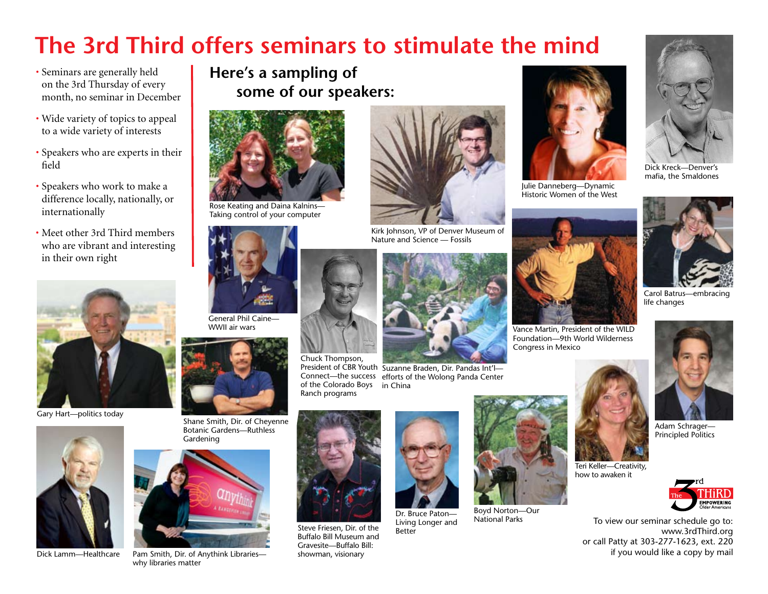# The 3rd Third offers seminars to stimulate the mind

- Seminars are generally held on the 3rd Thursday of every month, no seminar in December
- Wide variety of topics to appeal to a wide variety of interests
- Speakers who are experts in their field
- Speakers who work to make a difference locally, nationally, or internationally
- Meet other 3rd Third members who are vibrant and interesting in their own right

## Here's a sampling of some of our speakers:

Rose Keating and Daina Kalnins—Taking control of your computer

Kirk Johnson, VP of Denver Museum of Nature and Science — Fossils

Julie Danneberg—Dynamic Historic Women of the West

Dick Kreck—Denver's mafia, the Smaldones

General Phil Caine—WWII air wars

Chuck Thompson, President of CBR Youth Connect—the success of the Colorado Boys Ranch programs

Suzanne Braden, Dir. Pandas Int'l—efforts of the Wolong Panda Center in China

Vance Martin, President of the WILD Foundation—9th World Wilderness Congress in Mexico

Carol Batrus—embracing life changes

Gary Hart—politics today

Shane Smith, Dir. of Cheyenne Botanic Gardens—Ruthless Gardening

Adam Schrager—Principled Politics

Teri Keller—Creativity, how to awaken it

Dick Lamm—Healthcare

Pam Smith, Dir. of Anythink Libraries—why libraries matter

Steve Friesen, Dir. of the Buffalo Bill Museum and Gravesite—Buffalo Bill: showman, visionary

Dr. Bruce Paton—Living Longer and Better

Boyd Norton—Our National Parks

The 3rd THIRD EMPOWERING Older Americans

To view our seminar schedule go to: www.3rdThird.org or call Patty at 303-277-1623, ext. 220 if you would like a copy by mail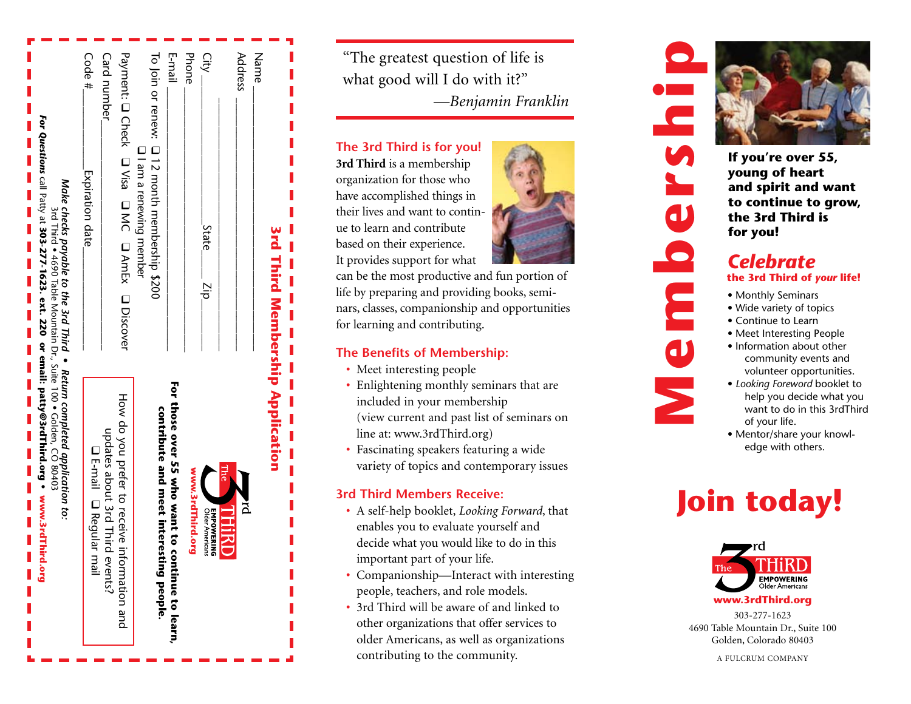## 3rd Third Membership Application

Name ______________________________________

Address ____________________________________

______________________________________

City ____________________ State ____ Zip ______

Phone ______________________________________

E-mail ______________________________________

To join or renew: ❑ 12 month membership $200

❑ I am a renewing member

Payment: ❑ Check ❑ Visa ❑ MC ❑ AmEx ❑ Discover

Card number ______________________________

Code # __________ Expiration date ____________

The 3rd THiRD EMPOWERING Older Americans

www.3rdThird.org

**For those over 55 who want to continue to learn, contribute and meet interesting people.**

How do you prefer to receive information and updates about 3rd Third events?

❑ E-mail ❑ Regular mail

***Make checks payable to the 3rd Third • Return completed application to:***

3rd Third • 4690 Table Mountain Dr., Suite 100 • Golden, CO 80403

***For Questions*** call Patty at **303-277-1623. ext. 220** or **email: patty@3rdThird.org** • **www.3rdThird.org**

---

"The greatest question of life is what good will I do with it?"

—*Benjamin Franklin*

## The 3rd Third is for you!

**3rd Third** is a membership organization for those who have accomplished things in their lives and want to continue to learn and contribute based on their experience. It provides support for what can be the most productive and fun portion of life by preparing and providing books, seminars, classes, companionship and opportunities for learning and contributing.

## The Benefits of Membership:

- Meet interesting people
- Enlightening monthly seminars that are included in your membership (view current and past list of seminars on line at: www.3rdThird.org)
- Fascinating speakers featuring a wide variety of topics and contemporary issues

## 3rd Third Members Receive:

- A self-help booklet, *Looking Forward*, that enables you to evaluate yourself and decide what you would like to do in this important part of your life.
- Companionship—Interact with interesting people, teachers, and role models.
- 3rd Third will be aware of and linked to other organizations that offer services to older Americans, as well as organizations contributing to the community.

---

# Membership

**If you're over 55, young of heart and spirit and want to continue to grow, the 3rd Third is for you!**

## *Celebrate*
**the 3rd Third of *your* life!**

- Monthly Seminars
- Wide variety of topics
- Continue to Learn
- Meet Interesting People
- Information about other community events and volunteer opportunities.
- *Looking Foreword* booklet to help you decide what you want to do in this 3rdThird of your life.
- Mentor/share your knowledge with others.

# Join today!

The 3rd THiRD EMPOWERING Older Americans

**www.3rdThird.org**

303-277-1623

4690 Table Mountain Dr., Suite 100

Golden, Colorado 80403

A FULCRUM COMPANY